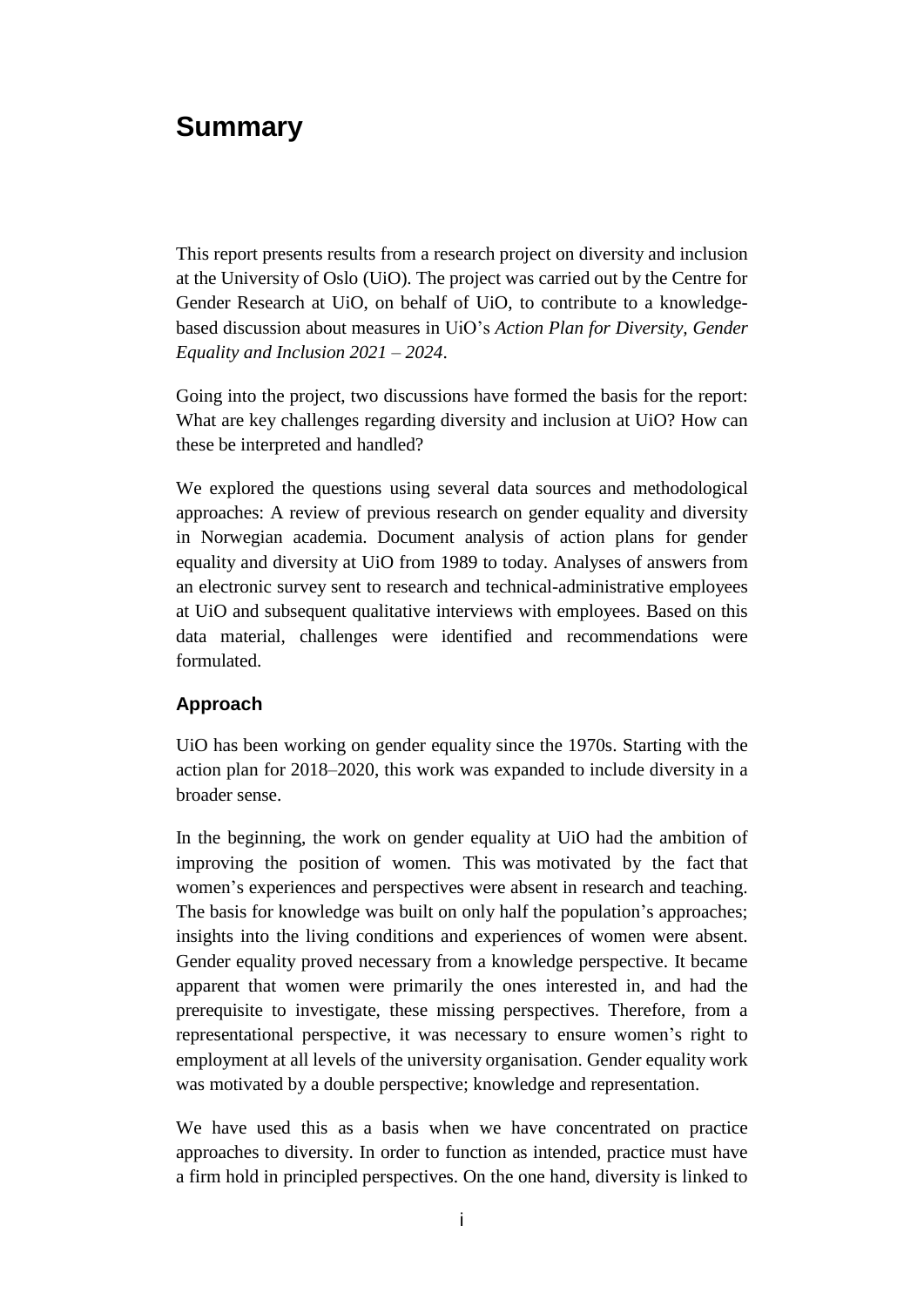# Summary

This report presents results from a research project on diversity and inclusion at the University of Oslo (UiO). The project was carried out by the Centre for Gender Research at UiO, on behalf of UiO, to contribute to a knowledge-based discussion about measures in UiO's *Action Plan for Diversity, Gender Equality and Inclusion 2021 – 2024*.

Going into the project, two discussions have formed the basis for the report: What are key challenges regarding diversity and inclusion at UiO? How can these be interpreted and handled?

We explored the questions using several data sources and methodological approaches: A review of previous research on gender equality and diversity in Norwegian academia. Document analysis of action plans for gender equality and diversity at UiO from 1989 to today. Analyses of answers from an electronic survey sent to research and technical-administrative employees at UiO and subsequent qualitative interviews with employees. Based on this data material, challenges were identified and recommendations were formulated.

### Approach

UiO has been working on gender equality since the 1970s. Starting with the action plan for 2018–2020, this work was expanded to include diversity in a broader sense.

In the beginning, the work on gender equality at UiO had the ambition of improving the position of women. This was motivated by the fact that women's experiences and perspectives were absent in research and teaching. The basis for knowledge was built on only half the population's approaches; insights into the living conditions and experiences of women were absent. Gender equality proved necessary from a knowledge perspective. It became apparent that women were primarily the ones interested in, and had the prerequisite to investigate, these missing perspectives. Therefore, from a representational perspective, it was necessary to ensure women's right to employment at all levels of the university organisation. Gender equality work was motivated by a double perspective; knowledge and representation.

We have used this as a basis when we have concentrated on practice approaches to diversity. In order to function as intended, practice must have a firm hold in principled perspectives. On the one hand, diversity is linked to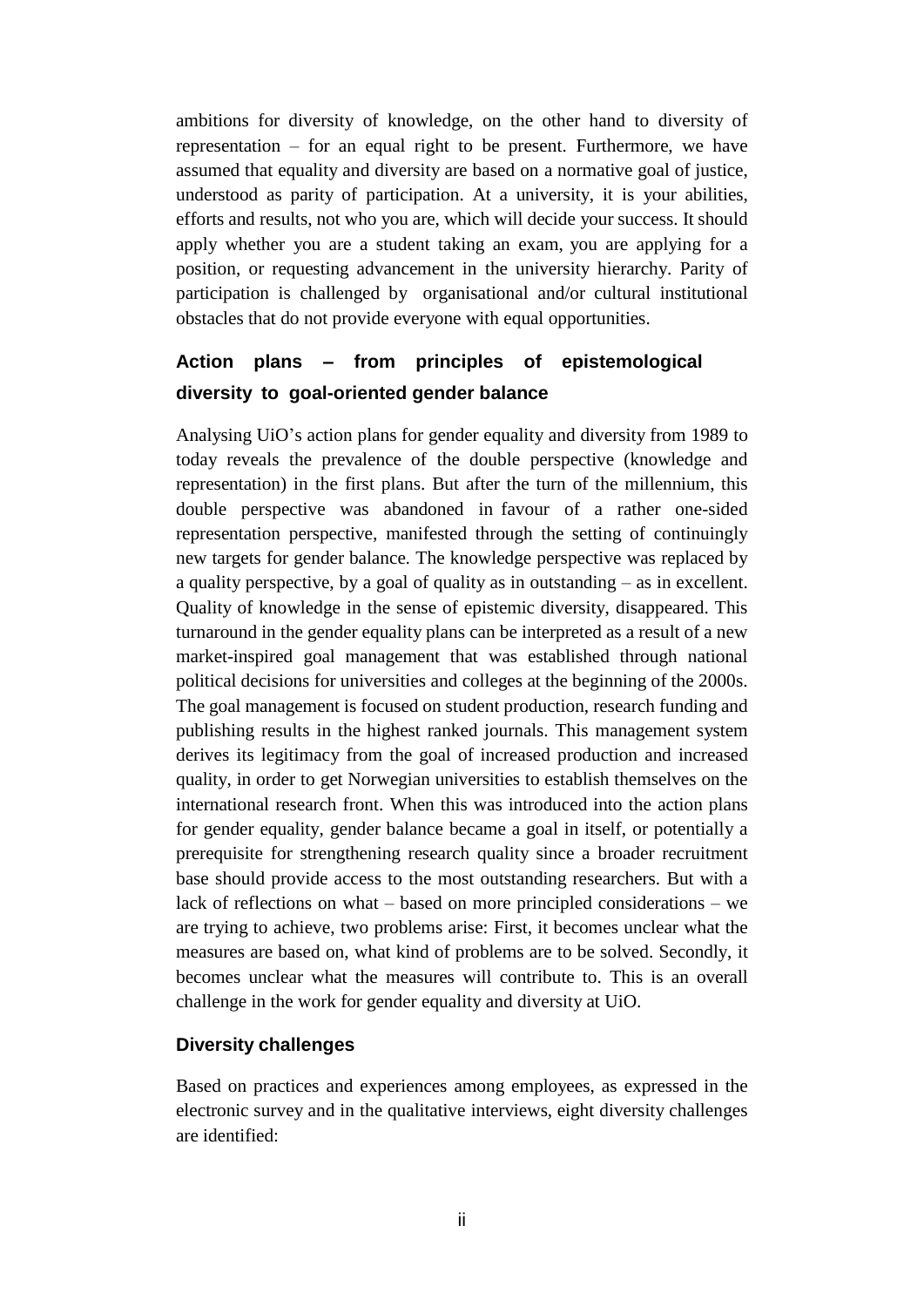ambitions for diversity of knowledge, on the other hand to diversity of representation – for an equal right to be present. Furthermore, we have assumed that equality and diversity are based on a normative goal of justice, understood as parity of participation. At a university, it is your abilities, efforts and results, not who you are, which will decide your success. It should apply whether you are a student taking an exam, you are applying for a position, or requesting advancement in the university hierarchy. Parity of participation is challenged by organisational and/or cultural institutional obstacles that do not provide everyone with equal opportunities.

## Action plans – from principles of epistemological diversity to goal-oriented gender balance

Analysing UiO's action plans for gender equality and diversity from 1989 to today reveals the prevalence of the double perspective (knowledge and representation) in the first plans. But after the turn of the millennium, this double perspective was abandoned in favour of a rather one-sided representation perspective, manifested through the setting of continuingly new targets for gender balance. The knowledge perspective was replaced by a quality perspective, by a goal of quality as in outstanding – as in excellent. Quality of knowledge in the sense of epistemic diversity, disappeared. This turnaround in the gender equality plans can be interpreted as a result of a new market-inspired goal management that was established through national political decisions for universities and colleges at the beginning of the 2000s. The goal management is focused on student production, research funding and publishing results in the highest ranked journals. This management system derives its legitimacy from the goal of increased production and increased quality, in order to get Norwegian universities to establish themselves on the international research front. When this was introduced into the action plans for gender equality, gender balance became a goal in itself, or potentially a prerequisite for strengthening research quality since a broader recruitment base should provide access to the most outstanding researchers. But with a lack of reflections on what – based on more principled considerations – we are trying to achieve, two problems arise: First, it becomes unclear what the measures are based on, what kind of problems are to be solved. Secondly, it becomes unclear what the measures will contribute to. This is an overall challenge in the work for gender equality and diversity at UiO.

### Diversity challenges

Based on practices and experiences among employees, as expressed in the electronic survey and in the qualitative interviews, eight diversity challenges are identified: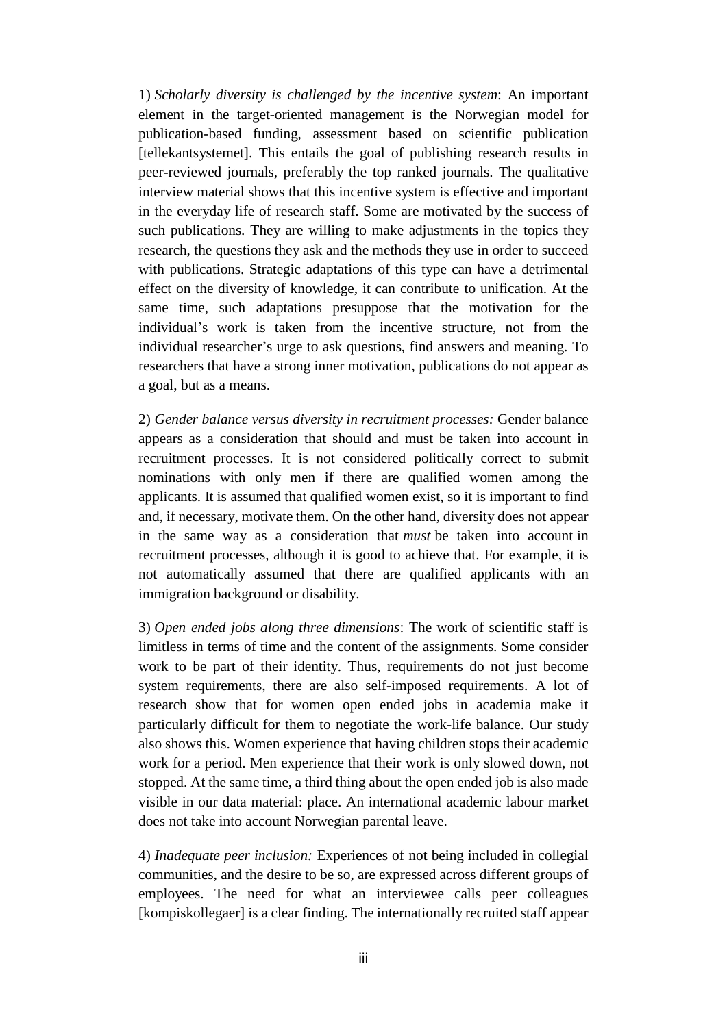1) *Scholarly diversity is challenged by the incentive system*: An important element in the target-oriented management is the Norwegian model for publication-based funding, assessment based on scientific publication [tellekantsystemet]. This entails the goal of publishing research results in peer-reviewed journals, preferably the top ranked journals. The qualitative interview material shows that this incentive system is effective and important in the everyday life of research staff. Some are motivated by the success of such publications. They are willing to make adjustments in the topics they research, the questions they ask and the methods they use in order to succeed with publications. Strategic adaptations of this type can have a detrimental effect on the diversity of knowledge, it can contribute to unification. At the same time, such adaptations presuppose that the motivation for the individual's work is taken from the incentive structure, not from the individual researcher's urge to ask questions, find answers and meaning. To researchers that have a strong inner motivation, publications do not appear as a goal, but as a means.

2) *Gender balance versus diversity in recruitment processes:* Gender balance appears as a consideration that should and must be taken into account in recruitment processes. It is not considered politically correct to submit nominations with only men if there are qualified women among the applicants. It is assumed that qualified women exist, so it is important to find and, if necessary, motivate them. On the other hand, diversity does not appear in the same way as a consideration that *must* be taken into account in recruitment processes, although it is good to achieve that. For example, it is not automatically assumed that there are qualified applicants with an immigration background or disability.

3) *Open ended jobs along three dimensions*: The work of scientific staff is limitless in terms of time and the content of the assignments. Some consider work to be part of their identity. Thus, requirements do not just become system requirements, there are also self-imposed requirements. A lot of research show that for women open ended jobs in academia make it particularly difficult for them to negotiate the work-life balance. Our study also shows this. Women experience that having children stops their academic work for a period. Men experience that their work is only slowed down, not stopped. At the same time, a third thing about the open ended job is also made visible in our data material: place. An international academic labour market does not take into account Norwegian parental leave.

4) *Inadequate peer inclusion:* Experiences of not being included in collegial communities, and the desire to be so, are expressed across different groups of employees. The need for what an interviewee calls peer colleagues [kompiskollegaer] is a clear finding. The internationally recruited staff appear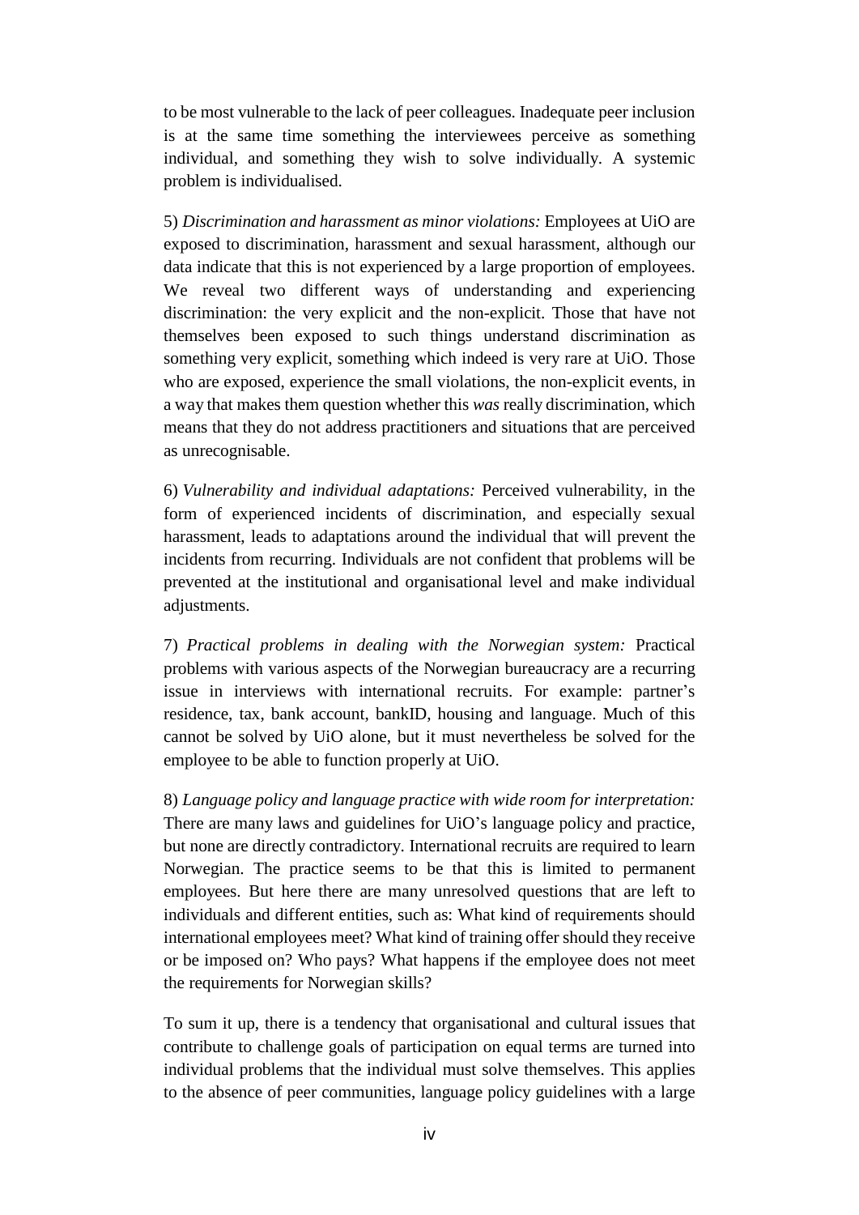to be most vulnerable to the lack of peer colleagues. Inadequate peer inclusion is at the same time something the interviewees perceive as something individual, and something they wish to solve individually. A systemic problem is individualised.

5) *Discrimination and harassment as minor violations:* Employees at UiO are exposed to discrimination, harassment and sexual harassment, although our data indicate that this is not experienced by a large proportion of employees. We reveal two different ways of understanding and experiencing discrimination: the very explicit and the non-explicit. Those that have not themselves been exposed to such things understand discrimination as something very explicit, something which indeed is very rare at UiO. Those who are exposed, experience the small violations, the non-explicit events, in a way that makes them question whether this *was* really discrimination, which means that they do not address practitioners and situations that are perceived as unrecognisable.

6) *Vulnerability and individual adaptations:* Perceived vulnerability, in the form of experienced incidents of discrimination, and especially sexual harassment, leads to adaptations around the individual that will prevent the incidents from recurring. Individuals are not confident that problems will be prevented at the institutional and organisational level and make individual adjustments.

7) *Practical problems in dealing with the Norwegian system:* Practical problems with various aspects of the Norwegian bureaucracy are a recurring issue in interviews with international recruits. For example: partner's residence, tax, bank account, bankID, housing and language. Much of this cannot be solved by UiO alone, but it must nevertheless be solved for the employee to be able to function properly at UiO.

8) *Language policy and language practice with wide room for interpretation:* There are many laws and guidelines for UiO's language policy and practice, but none are directly contradictory. International recruits are required to learn Norwegian. The practice seems to be that this is limited to permanent employees. But here there are many unresolved questions that are left to individuals and different entities, such as: What kind of requirements should international employees meet? What kind of training offer should they receive or be imposed on? Who pays? What happens if the employee does not meet the requirements for Norwegian skills?

To sum it up, there is a tendency that organisational and cultural issues that contribute to challenge goals of participation on equal terms are turned into individual problems that the individual must solve themselves. This applies to the absence of peer communities, language policy guidelines with a large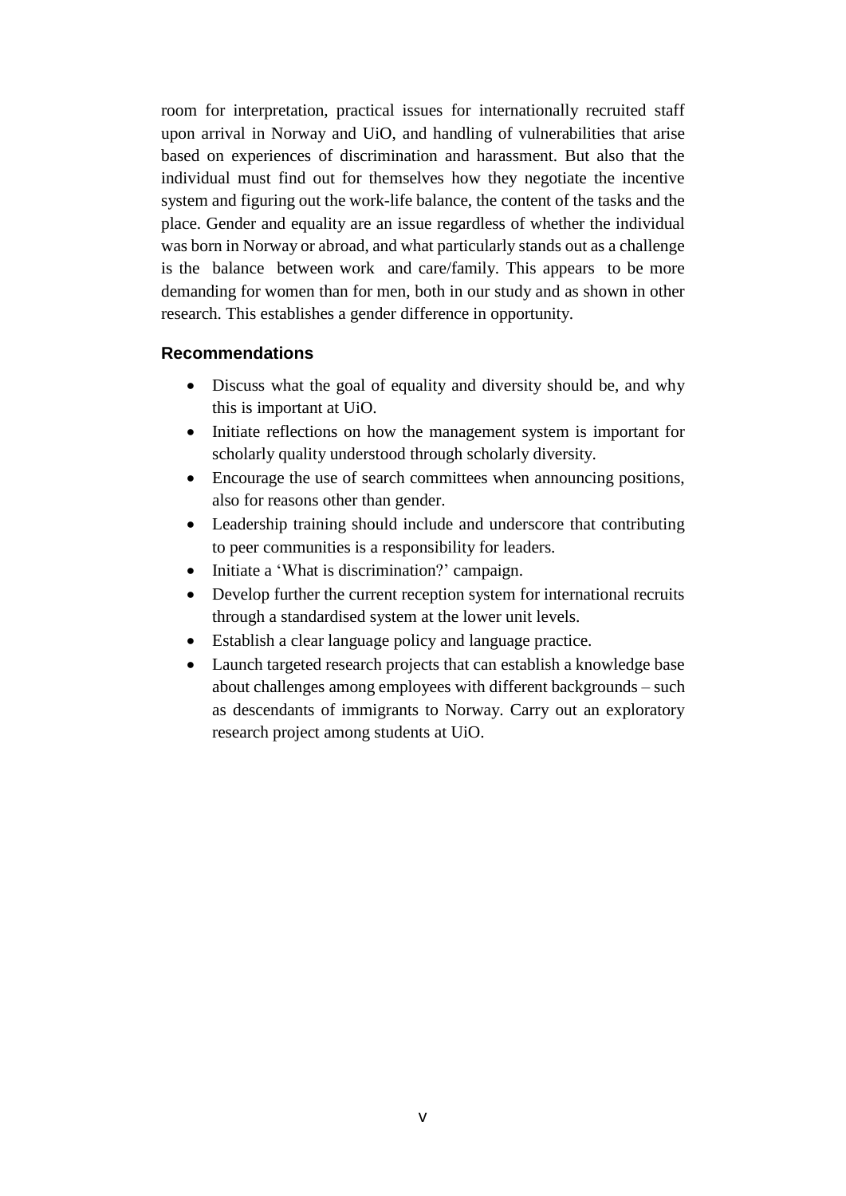room for interpretation, practical issues for internationally recruited staff upon arrival in Norway and UiO, and handling of vulnerabilities that arise based on experiences of discrimination and harassment. But also that the individual must find out for themselves how they negotiate the incentive system and figuring out the work-life balance, the content of the tasks and the place. Gender and equality are an issue regardless of whether the individual was born in Norway or abroad, and what particularly stands out as a challenge is the balance between work and care/family. This appears to be more demanding for women than for men, both in our study and as shown in other research. This establishes a gender difference in opportunity.

### Recommendations

- Discuss what the goal of equality and diversity should be, and why this is important at UiO.
- Initiate reflections on how the management system is important for scholarly quality understood through scholarly diversity.
- Encourage the use of search committees when announcing positions, also for reasons other than gender.
- Leadership training should include and underscore that contributing to peer communities is a responsibility for leaders.
- Initiate a 'What is discrimination?' campaign.
- Develop further the current reception system for international recruits through a standardised system at the lower unit levels.
- Establish a clear language policy and language practice.
- Launch targeted research projects that can establish a knowledge base about challenges among employees with different backgrounds – such as descendants of immigrants to Norway. Carry out an exploratory research project among students at UiO.